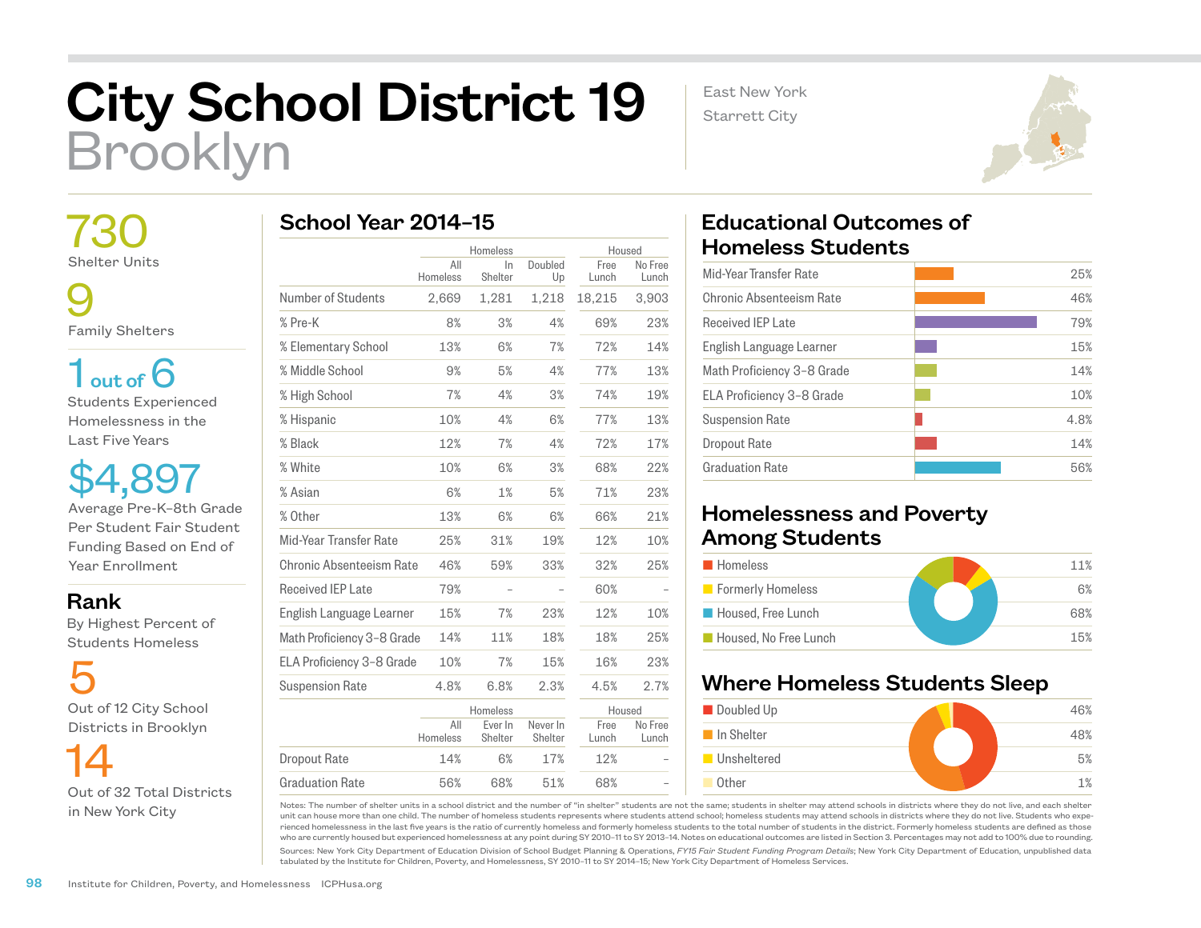# City School District 19
## Brooklyn

East New York
Starrett City

**730**
Shelter Units

**9**
Family Shelters

**1 out of 6**
Students Experienced Homelessness in the Last Five Years

**$4,897**
Average Pre-K–8th Grade Per Student Fair Student Funding Based on End of Year Enrollment

### Rank
By Highest Percent of Students Homeless

**5**
Out of 12 City School Districts in Brooklyn

**14**
Out of 32 Total Districts in New York City

## School Year 2014–15

| | Homeless | | | Housed | |
|---|---|---|---|---|---|
| | All Homeless | In Shelter | Doubled Up | Free Lunch | No Free Lunch |
| Number of Students | 2,669 | 1,281 | 1,218 | 18,215 | 3,903 |
| % Pre-K | 8% | 3% | 4% | 69% | 23% |
| % Elementary School | 13% | 6% | 7% | 72% | 14% |
| % Middle School | 9% | 5% | 4% | 77% | 13% |
| % High School | 7% | 4% | 3% | 74% | 19% |
| % Hispanic | 10% | 4% | 6% | 77% | 13% |
| % Black | 12% | 7% | 4% | 72% | 17% |
| % White | 10% | 6% | 3% | 68% | 22% |
| % Asian | 6% | 1% | 5% | 71% | 23% |
| % Other | 13% | 6% | 6% | 66% | 21% |
| Mid-Year Transfer Rate | 25% | 31% | 19% | 12% | 10% |
| Chronic Absenteeism Rate | 46% | 59% | 33% | 32% | 25% |
| Received IEP Late | 79% | – | – | 60% | – |
| English Language Learner | 15% | 7% | 23% | 12% | 10% |
| Math Proficiency 3–8 Grade | 14% | 11% | 18% | 18% | 25% |
| ELA Proficiency 3–8 Grade | 10% | 7% | 15% | 16% | 23% |
| Suspension Rate | 4.8% | 6.8% | 2.3% | 4.5% | 2.7% |

| | Homeless | | | Housed | |
|---|---|---|---|---|---|
| | All Homeless | Ever In Shelter | Never In Shelter | Free Lunch | No Free Lunch |
| Dropout Rate | 14% | 6% | 17% | 12% | – |
| Graduation Rate | 56% | 68% | 51% | 68% | – |

## Educational Outcomes of Homeless Students

| Outcome | Rate |
|---|---|
| Mid-Year Transfer Rate | 25% |
| Chronic Absenteeism Rate | 46% |
| Received IEP Late | 79% |
| English Language Learner | 15% |
| Math Proficiency 3–8 Grade | 14% |
| ELA Proficiency 3–8 Grade | 10% |
| Suspension Rate | 4.8% |
| Dropout Rate | 14% |
| Graduation Rate | 56% |

## Homelessness and Poverty Among Students

| Category | Percent |
|---|---|
| Homeless | 11% |
| Formerly Homeless | 6% |
| Housed, Free Lunch | 68% |
| Housed, No Free Lunch | 15% |

## Where Homeless Students Sleep

| Category | Percent |
|---|---|
| Doubled Up | 46% |
| In Shelter | 48% |
| Unsheltered | 5% |
| Other | 1% |

Notes: The number of shelter units in a school district and the number of "in shelter" students are not the same; students in shelter may attend schools in districts where they do not live, and each shelter unit can house more than one child. The number of homeless students represents where students attend school; homeless students may attend schools in districts where they do not live. Students who experienced homelessness in the last five years is the ratio of currently homeless and formerly homeless students to the total number of students in the district. Formerly homeless students are defined as those who are currently housed but experienced homelessness at any point during SY 2010–11 to SY 2013–14. Notes on educational outcomes are listed in Section 3. Percentages may not add to 100% due to rounding.

Sources: New York City Department of Education Division of School Budget Planning & Operations, *FY15 Fair Student Funding Program Details*; New York City Department of Education, unpublished data tabulated by the Institute for Children, Poverty, and Homelessness, SY 2010–11 to SY 2014–15; New York City Department of Homeless Services.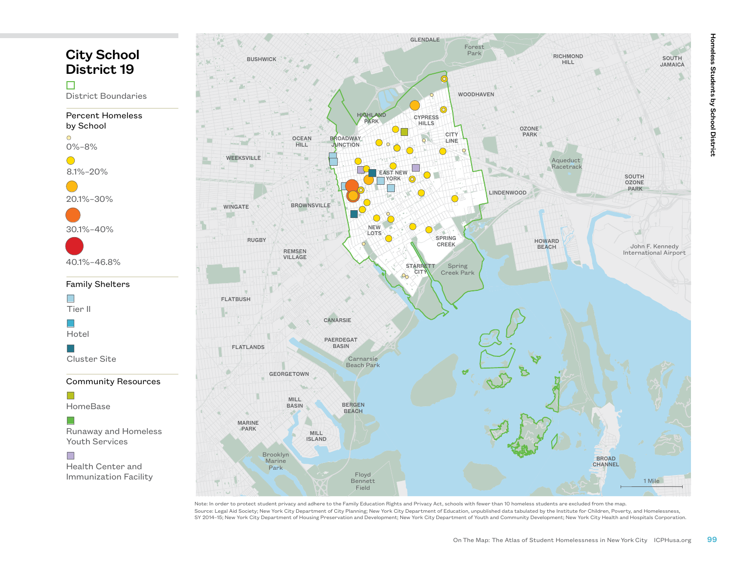# City School District 19

District Boundaries

Percent Homeless by School

0%–8%

8.1%–20%

20.1%–30%

30.1%–40%

40.1%–46.8%

Family Shelters

Tier II

Hotel

Cluster Site

Community Resources

HomeBase

Runaway and Homeless Youth Services

Health Center and Immunization Facility

GLENDALE
Forest Park
BUSHWICK
RICHMOND HILL
SOUTH JAMAICA
WOODHAVEN
HIGHLAND PARK
CYPRESS HILLS
OCEAN HILL
BROADWAY JUNCTION
CITY LINE
OZONE PARK
WEEKSVILLE
EAST NEW YORK
Aqueduct Racetrack
SOUTH OZONE PARK
LINDENWOOD
WINGATE
BROWNSVILLE
NEW LOTS
RUGBY
SPRING CREEK
HOWARD BEACH
REMSEN VILLAGE
John F. Kennedy International Airport
STARRETT CITY
Spring Creek Park
FLATBUSH
CANARSIE
PAERDEGAT BASIN
FLATLANDS
Carnarsie Beach Park
GEORGETOWN
MILL BASIN
BERGEN BEACH
MARINE PARK
MILL ISLAND
Brooklyn Marine Park
BROAD CHANNEL
Floyd Bennett Field
1 Mile

Note: In order to protect student privacy and adhere to the Family Education Rights and Privacy Act, schools with fewer than 10 homeless students are excluded from the map.
Source: Legal Aid Society; New York City Department of City Planning; New York City Department of Education, unpublished data tabulated by the Institute for Children, Poverty, and Homelessness, SY 2014–15; New York City Department of Housing Preservation and Development; New York City Department of Youth and Community Development; New York City Health and Hospitals Corporation.